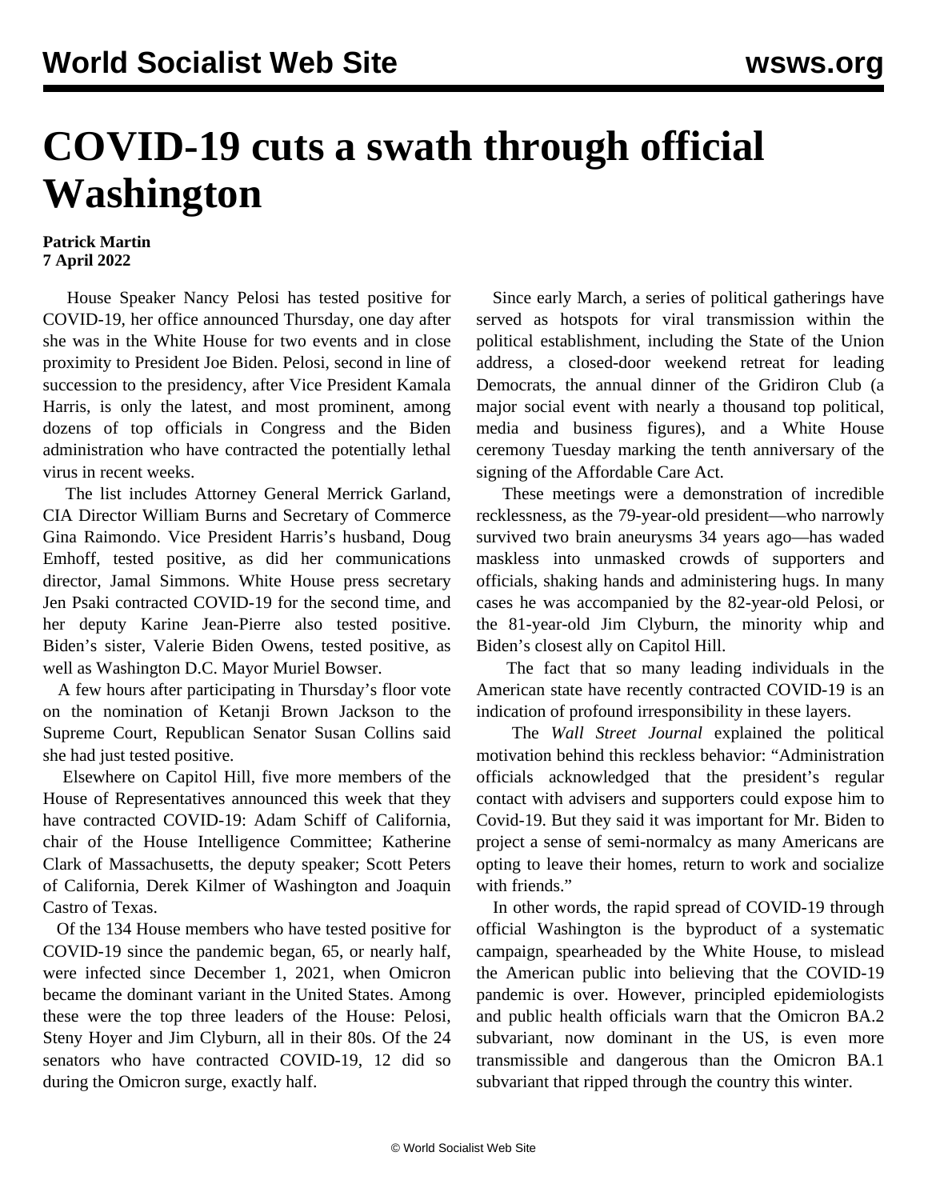# COVID-19 cuts a swath through official Washington

**Patrick Martin**
**7 April 2022**

House Speaker Nancy Pelosi has tested positive for COVID-19, her office announced Thursday, one day after she was in the White House for two events and in close proximity to President Joe Biden. Pelosi, second in line of succession to the presidency, after Vice President Kamala Harris, is only the latest, and most prominent, among dozens of top officials in Congress and the Biden administration who have contracted the potentially lethal virus in recent weeks.

The list includes Attorney General Merrick Garland, CIA Director William Burns and Secretary of Commerce Gina Raimondo. Vice President Harris's husband, Doug Emhoff, tested positive, as did her communications director, Jamal Simmons. White House press secretary Jen Psaki contracted COVID-19 for the second time, and her deputy Karine Jean-Pierre also tested positive. Biden's sister, Valerie Biden Owens, tested positive, as well as Washington D.C. Mayor Muriel Bowser.

A few hours after participating in Thursday's floor vote on the nomination of Ketanji Brown Jackson to the Supreme Court, Republican Senator Susan Collins said she had just tested positive.

Elsewhere on Capitol Hill, five more members of the House of Representatives announced this week that they have contracted COVID-19: Adam Schiff of California, chair of the House Intelligence Committee; Katherine Clark of Massachusetts, the deputy speaker; Scott Peters of California, Derek Kilmer of Washington and Joaquin Castro of Texas.

Of the 134 House members who have tested positive for COVID-19 since the pandemic began, 65, or nearly half, were infected since December 1, 2021, when Omicron became the dominant variant in the United States. Among these were the top three leaders of the House: Pelosi, Steny Hoyer and Jim Clyburn, all in their 80s. Of the 24 senators who have contracted COVID-19, 12 did so during the Omicron surge, exactly half.

Since early March, a series of political gatherings have served as hotspots for viral transmission within the political establishment, including the State of the Union address, a closed-door weekend retreat for leading Democrats, the annual dinner of the Gridiron Club (a major social event with nearly a thousand top political, media and business figures), and a White House ceremony Tuesday marking the tenth anniversary of the signing of the Affordable Care Act.

These meetings were a demonstration of incredible recklessness, as the 79-year-old president—who narrowly survived two brain aneurysms 34 years ago—has waded maskless into unmasked crowds of supporters and officials, shaking hands and administering hugs. In many cases he was accompanied by the 82-year-old Pelosi, or the 81-year-old Jim Clyburn, the minority whip and Biden's closest ally on Capitol Hill.

The fact that so many leading individuals in the American state have recently contracted COVID-19 is an indication of profound irresponsibility in these layers.

The *Wall Street Journal* explained the political motivation behind this reckless behavior: "Administration officials acknowledged that the president's regular contact with advisers and supporters could expose him to Covid-19. But they said it was important for Mr. Biden to project a sense of semi-normalcy as many Americans are opting to leave their homes, return to work and socialize with friends."

In other words, the rapid spread of COVID-19 through official Washington is the byproduct of a systematic campaign, spearheaded by the White House, to mislead the American public into believing that the COVID-19 pandemic is over. However, principled epidemiologists and public health officials warn that the Omicron BA.2 subvariant, now dominant in the US, is even more transmissible and dangerous than the Omicron BA.1 subvariant that ripped through the country this winter.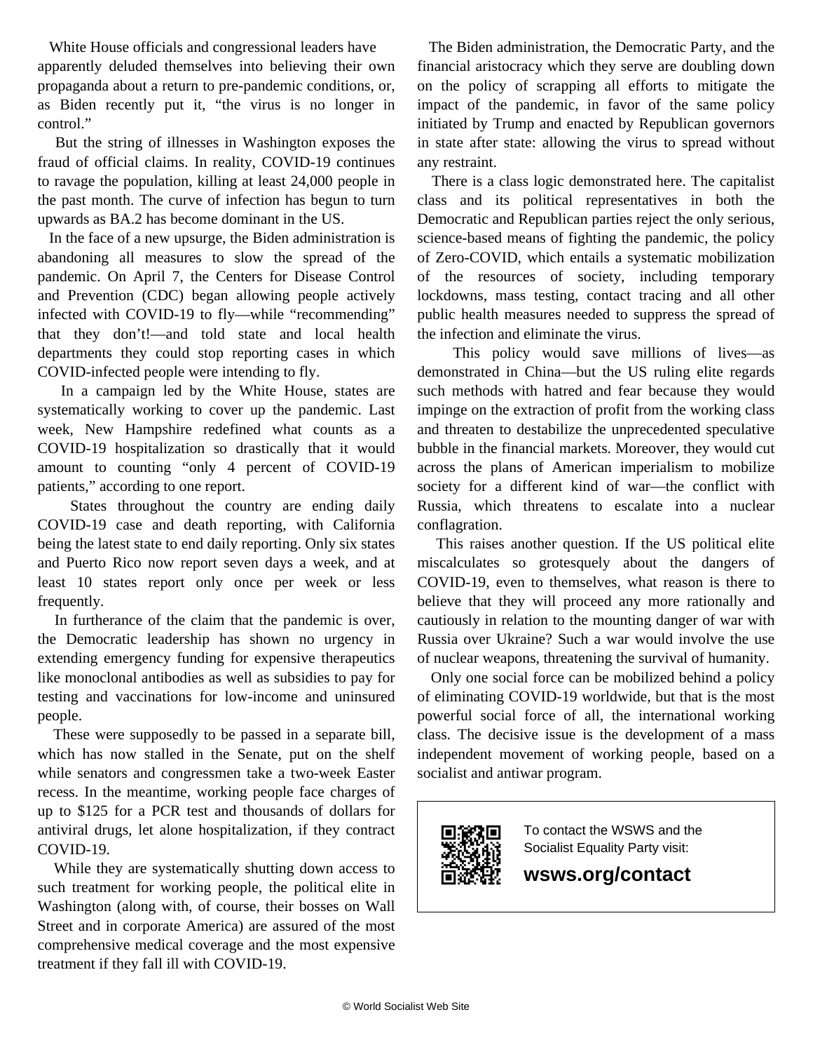White House officials and congressional leaders have apparently deluded themselves into believing their own propaganda about a return to pre-pandemic conditions, or, as Biden recently put it, “the virus is no longer in control.”

But the string of illnesses in Washington exposes the fraud of official claims. In reality, COVID-19 continues to ravage the population, killing at least 24,000 people in the past month. The curve of infection has begun to turn upwards as BA.2 has become dominant in the US.

In the face of a new upsurge, the Biden administration is abandoning all measures to slow the spread of the pandemic. On April 7, the Centers for Disease Control and Prevention (CDC) began allowing people actively infected with COVID-19 to fly—while “recommending” that they don’t!—and told state and local health departments they could stop reporting cases in which COVID-infected people were intending to fly.

In a campaign led by the White House, states are systematically working to cover up the pandemic. Last week, New Hampshire redefined what counts as a COVID-19 hospitalization so drastically that it would amount to counting “only 4 percent of COVID-19 patients,” according to one report.

States throughout the country are ending daily COVID-19 case and death reporting, with California being the latest state to end daily reporting. Only six states and Puerto Rico now report seven days a week, and at least 10 states report only once per week or less frequently.

In furtherance of the claim that the pandemic is over, the Democratic leadership has shown no urgency in extending emergency funding for expensive therapeutics like monoclonal antibodies as well as subsidies to pay for testing and vaccinations for low-income and uninsured people.

These were supposedly to be passed in a separate bill, which has now stalled in the Senate, put on the shelf while senators and congressmen take a two-week Easter recess. In the meantime, working people face charges of up to $125 for a PCR test and thousands of dollars for antiviral drugs, let alone hospitalization, if they contract COVID-19.

While they are systematically shutting down access to such treatment for working people, the political elite in Washington (along with, of course, their bosses on Wall Street and in corporate America) are assured of the most comprehensive medical coverage and the most expensive treatment if they fall ill with COVID-19.

The Biden administration, the Democratic Party, and the financial aristocracy which they serve are doubling down on the policy of scrapping all efforts to mitigate the impact of the pandemic, in favor of the same policy initiated by Trump and enacted by Republican governors in state after state: allowing the virus to spread without any restraint.

There is a class logic demonstrated here. The capitalist class and its political representatives in both the Democratic and Republican parties reject the only serious, science-based means of fighting the pandemic, the policy of Zero-COVID, which entails a systematic mobilization of the resources of society, including temporary lockdowns, mass testing, contact tracing and all other public health measures needed to suppress the spread of the infection and eliminate the virus.

This policy would save millions of lives—as demonstrated in China—but the US ruling elite regards such methods with hatred and fear because they would impinge on the extraction of profit from the working class and threaten to destabilize the unprecedented speculative bubble in the financial markets. Moreover, they would cut across the plans of American imperialism to mobilize society for a different kind of war—the conflict with Russia, which threatens to escalate into a nuclear conflagration.

This raises another question. If the US political elite miscalculates so grotesquely about the dangers of COVID-19, even to themselves, what reason is there to believe that they will proceed any more rationally and cautiously in relation to the mounting danger of war with Russia over Ukraine? Such a war would involve the use of nuclear weapons, threatening the survival of humanity.

Only one social force can be mobilized behind a policy of eliminating COVID-19 worldwide, but that is the most powerful social force of all, the international working class. The decisive issue is the development of a mass independent movement of working people, based on a socialist and antiwar program.

To contact the WSWS and the Socialist Equality Party visit:

**wsws.org/contact**